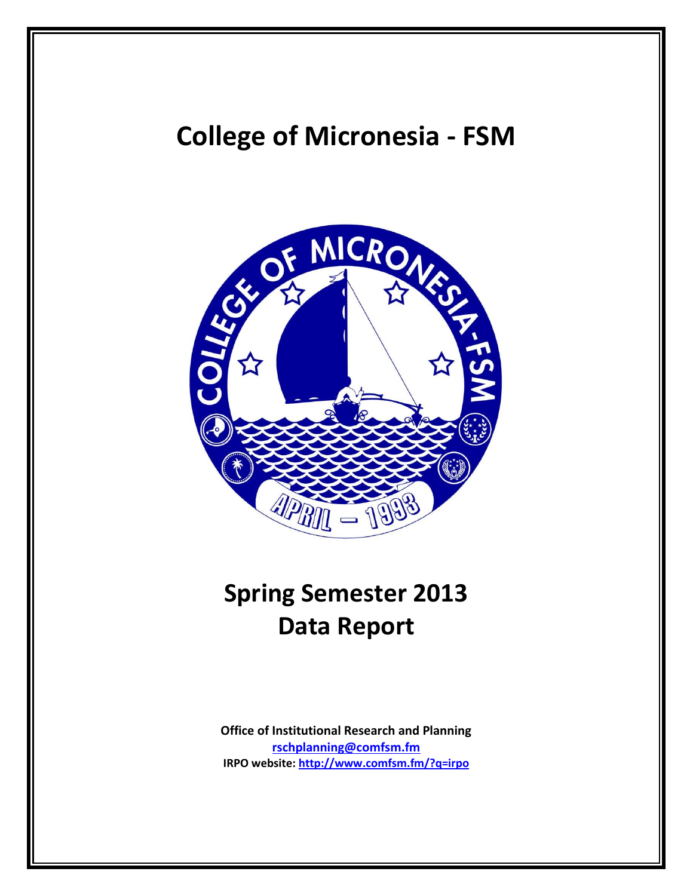# College of Micronesia - FSM

# Spring Semester 2013
# Data Report

**Office of Institutional Research and Planning**
**rschplanning@comfsm.fm**
**IRPO website: http://www.comfsm.fm/?q=irpo**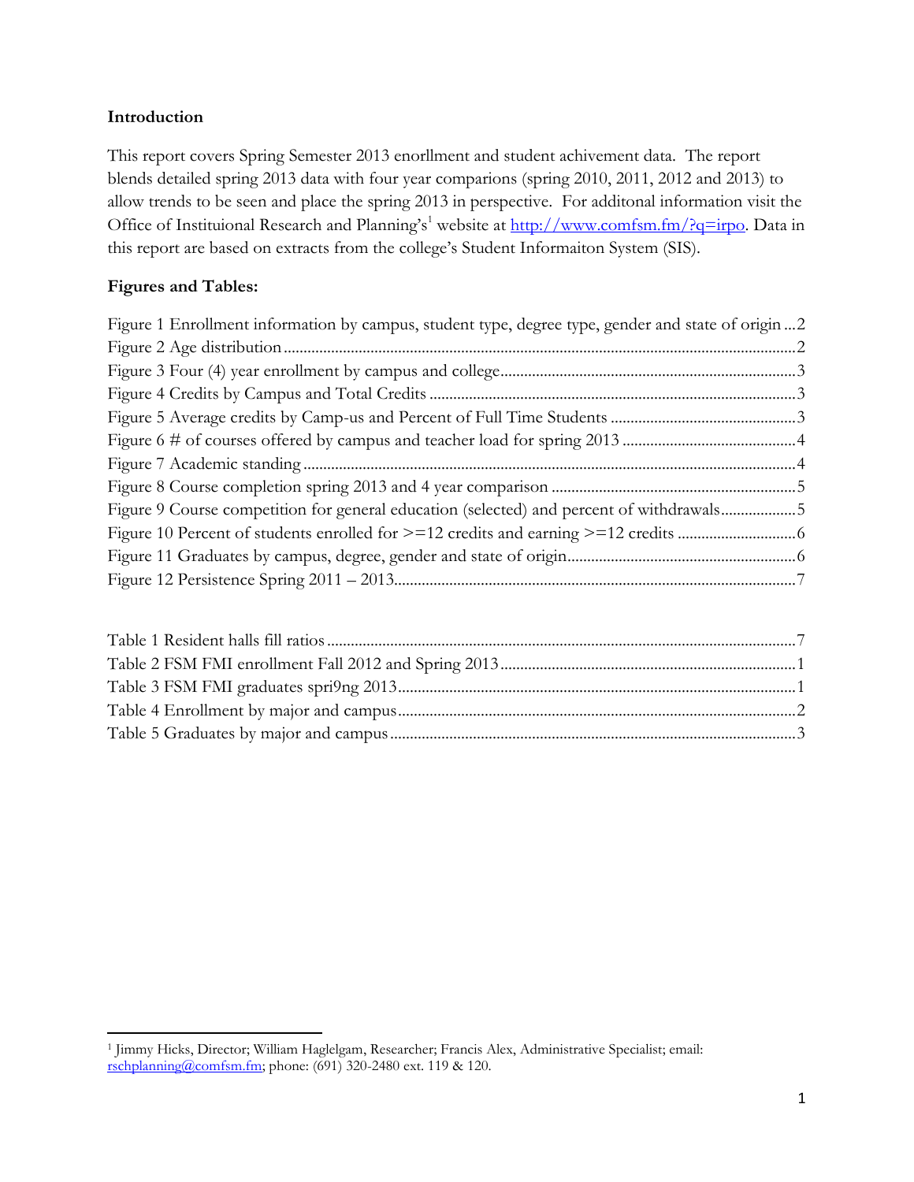**Introduction**

This report covers Spring Semester 2013 enorllment and student achivement data. The report blends detailed spring 2013 data with four year comparions (spring 2010, 2011, 2012 and 2013) to allow trends to be seen and place the spring 2013 in perspective. For additonal information visit the Office of Instituional Research and Planning's[1] website at http://www.comfsm.fm/?q=irpo. Data in this report are based on extracts from the college's Student Informaiton System (SIS).

**Figures and Tables:**

Figure 1 Enrollment information by campus, student type, degree type, gender and state of origin ... 2
Figure 2 Age distribution ... 2
Figure 3 Four (4) year enrollment by campus and college ... 3
Figure 4 Credits by Campus and Total Credits ... 3
Figure 5 Average credits by Camp-us and Percent of Full Time Students ... 3
Figure 6 # of courses offered by campus and teacher load for spring 2013 ... 4
Figure 7 Academic standing ... 4
Figure 8 Course completion spring 2013 and 4 year comparison ... 5
Figure 9 Course competition for general education (selected) and percent of withdrawals ... 5
Figure 10 Percent of students enrolled for >=12 credits and earning >=12 credits ... 6
Figure 11 Graduates by campus, degree, gender and state of origin ... 6
Figure 12 Persistence Spring 2011 – 2013 ... 7

Table 1 Resident halls fill ratios ... 7
Table 2 FSM FMI enrollment Fall 2012 and Spring 2013 ... 1
Table 3 FSM FMI graduates spri9ng 2013 ... 1
Table 4 Enrollment by major and campus ... 2
Table 5 Graduates by major and campus ... 3

[1] Jimmy Hicks, Director; William Haglelgam, Researcher; Francis Alex, Administrative Specialist; email: rschplanning@comfsm.fm; phone: (691) 320-2480 ext. 119 & 120.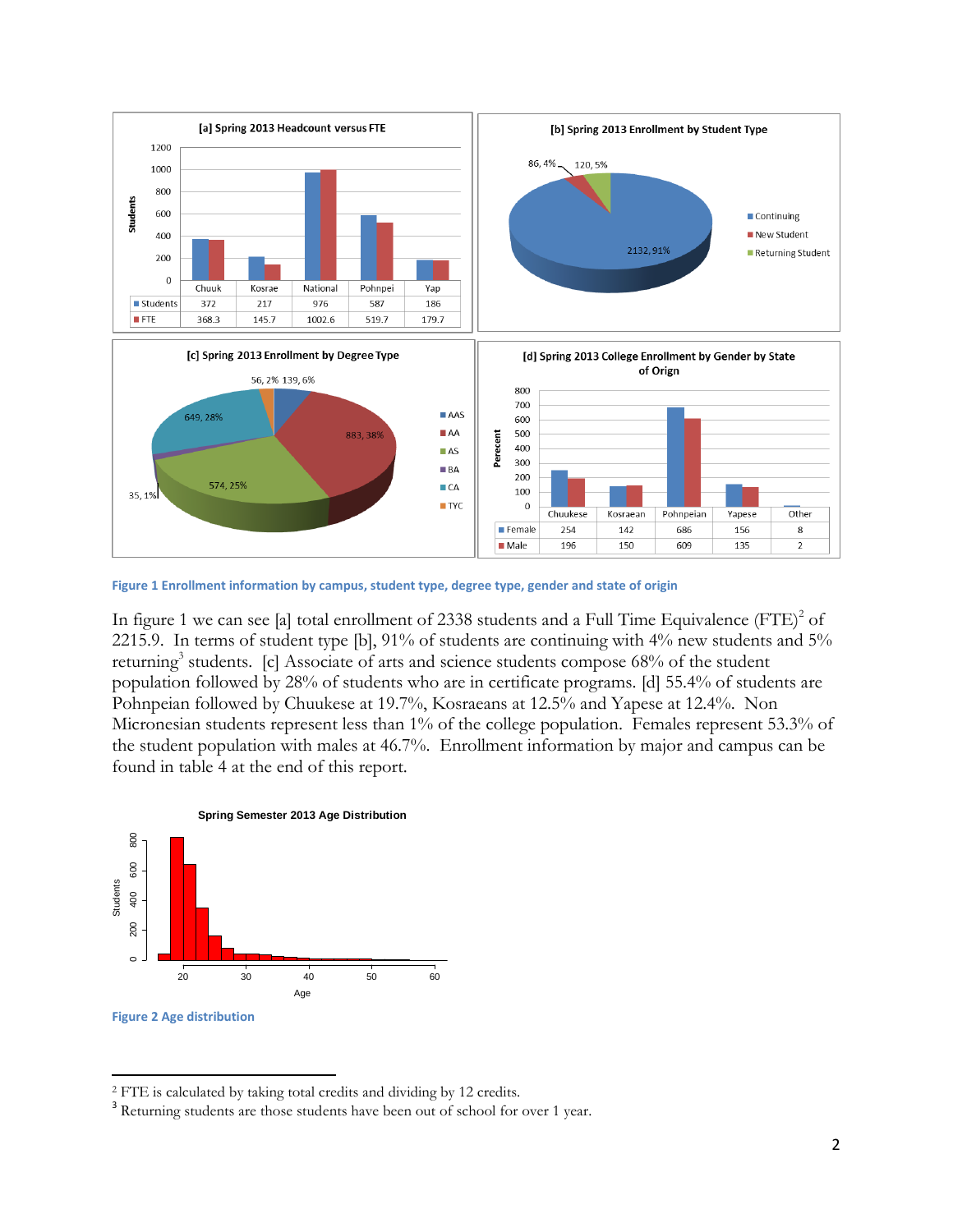**[a] Spring 2013 Headcount versus FTE**

| | Chuuk | Kosrae | National | Pohnpei | Yap |
|---|---|---|---|---|---|
| Students | 372 | 217 | 976 | 587 | 186 |
| FTE | 368.3 | 145.7 | 1002.6 | 519.7 | 179.7 |

**[b] Spring 2013 Enrollment by Student Type**

- Continuing: 2132, 91%
- New Student: 86, 4%
- Returning Student: 120, 5%

**[c] Spring 2013 Enrollment by Degree Type**

- AAS: 139, 6%
- AA: 883, 38%
- AS: 574, 25%
- BA: 35, 1%
- CA: 649, 28%
- TYC: 56, 2%

**[d] Spring 2013 College Enrollment by Gender by State of Orign**

| | Chuukese | Kosraean | Pohnpeian | Yapese | Other |
|---|---|---|---|---|---|
| Female | 254 | 142 | 686 | 156 | 8 |
| Male | 196 | 150 | 609 | 135 | 2 |

Figure 1 Enrollment information by campus, student type, degree type, gender and state of origin

In figure 1 we can see [a] total enrollment of 2338 students and a Full Time Equivalence (FTE)[2] of 2215.9. In terms of student type [b], 91% of students are continuing with 4% new students and 5% returning[3] students. [c] Associate of arts and science students compose 68% of the student population followed by 28% of students who are in certificate programs. [d] 55.4% of students are Pohnpeian followed by Chuukese at 19.7%, Kosraeans at 12.5% and Yapese at 12.4%. Non Micronesian students represent less than 1% of the college population. Females represent 53.3% of the student population with males at 46.7%. Enrollment information by major and campus can be found in table 4 at the end of this report.

**Spring Semester 2013 Age Distribution**

Figure 2 Age distribution

[2] FTE is calculated by taking total credits and dividing by 12 credits.

[3] Returning students are those students have been out of school for over 1 year.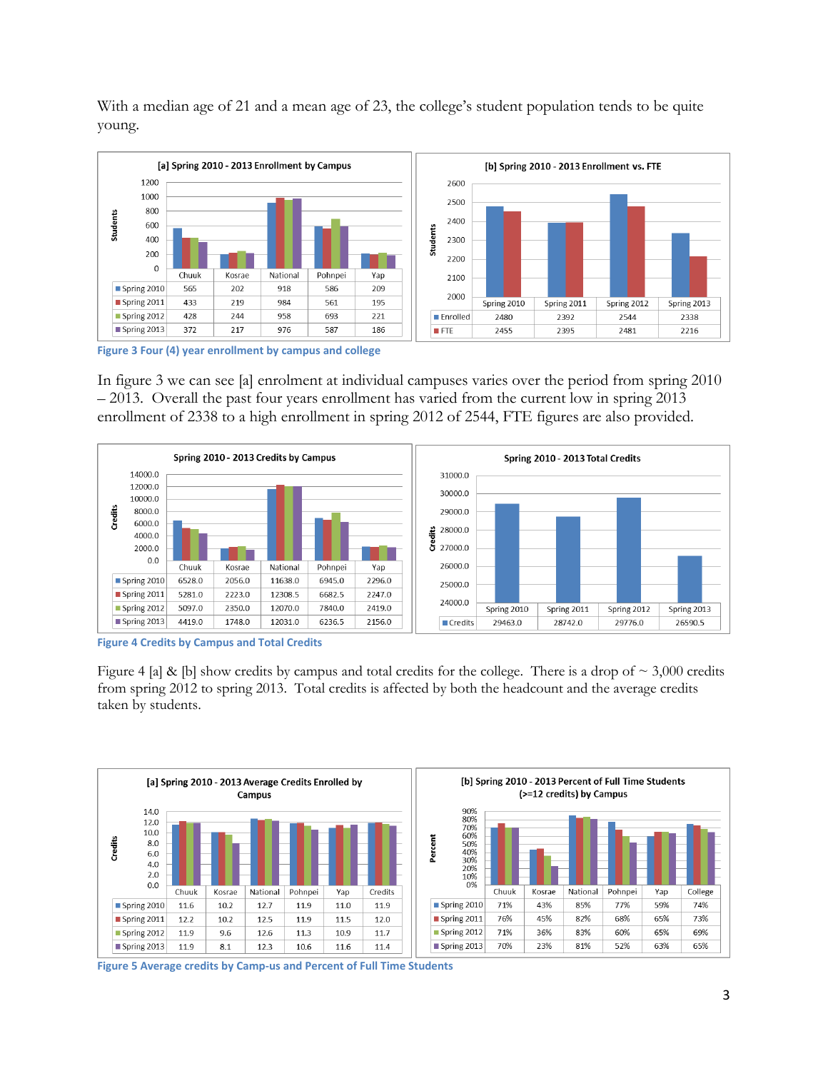With a median age of 21 and a mean age of 23, the college's student population tends to be quite young.

**[a] Spring 2010 - 2013 Enrollment by Campus**

| | Chuuk | Kosrae | National | Pohnpei | Yap |
|---|---|---|---|---|---|
| Spring 2010 | 565 | 202 | 918 | 586 | 209 |
| Spring 2011 | 433 | 219 | 984 | 561 | 195 |
| Spring 2012 | 428 | 244 | 958 | 693 | 221 |
| Spring 2013 | 372 | 217 | 976 | 587 | 186 |

**[b] Spring 2010 - 2013 Enrollment vs. FTE**

| | Spring 2010 | Spring 2011 | Spring 2012 | Spring 2013 |
|---|---|---|---|---|
| Enrolled | 2480 | 2392 | 2544 | 2338 |
| FTE | 2455 | 2395 | 2481 | 2216 |

Figure 3 Four (4) year enrollment by campus and college

In figure 3 we can see [a] enrolment at individual campuses varies over the period from spring 2010 – 2013. Overall the past four years enrollment has varied from the current low in spring 2013 enrollment of 2338 to a high enrollment in spring 2012 of 2544, FTE figures are also provided.

**Spring 2010 - 2013 Credits by Campus**

| | Chuuk | Kosrae | National | Pohnpei | Yap |
|---|---|---|---|---|---|
| Spring 2010 | 6528.0 | 2056.0 | 11638.0 | 6945.0 | 2296.0 |
| Spring 2011 | 5281.0 | 2223.0 | 12308.5 | 6682.5 | 2247.0 |
| Spring 2012 | 5097.0 | 2350.0 | 12070.0 | 7840.0 | 2419.0 |
| Spring 2013 | 4419.0 | 1748.0 | 12031.0 | 6236.5 | 2156.0 |

**Spring 2010 - 2013 Total Credits**

| | Spring 2010 | Spring 2011 | Spring 2012 | Spring 2013 |
|---|---|---|---|---|
| Credits | 29463.0 | 28742.0 | 29776.0 | 26590.5 |

Figure 4 Credits by Campus and Total Credits

Figure 4 [a] & [b] show credits by campus and total credits for the college. There is a drop of ~ 3,000 credits from spring 2012 to spring 2013. Total credits is affected by both the headcount and the average credits taken by students.

**[a] Spring 2010 - 2013 Average Credits Enrolled by Campus**

| | Chuuk | Kosrae | National | Pohnpei | Yap | Credits |
|---|---|---|---|---|---|---|
| Spring 2010 | 11.6 | 10.2 | 12.7 | 11.9 | 11.0 | 11.9 |
| Spring 2011 | 12.2 | 10.2 | 12.5 | 11.9 | 11.5 | 12.0 |
| Spring 2012 | 11.9 | 9.6 | 12.6 | 11.3 | 10.9 | 11.7 |
| Spring 2013 | 11.9 | 8.1 | 12.3 | 10.6 | 11.6 | 11.4 |

**[b] Spring 2010 - 2013 Percent of Full Time Students (>=12 credits) by Campus**

| | Chuuk | Kosrae | National | Pohnpei | Yap | College |
|---|---|---|---|---|---|---|
| Spring 2010 | 71% | 43% | 85% | 77% | 59% | 74% |
| Spring 2011 | 76% | 45% | 82% | 68% | 65% | 73% |
| Spring 2012 | 71% | 36% | 83% | 60% | 65% | 69% |
| Spring 2013 | 70% | 23% | 81% | 52% | 63% | 65% |

Figure 5 Average credits by Camp-us and Percent of Full Time Students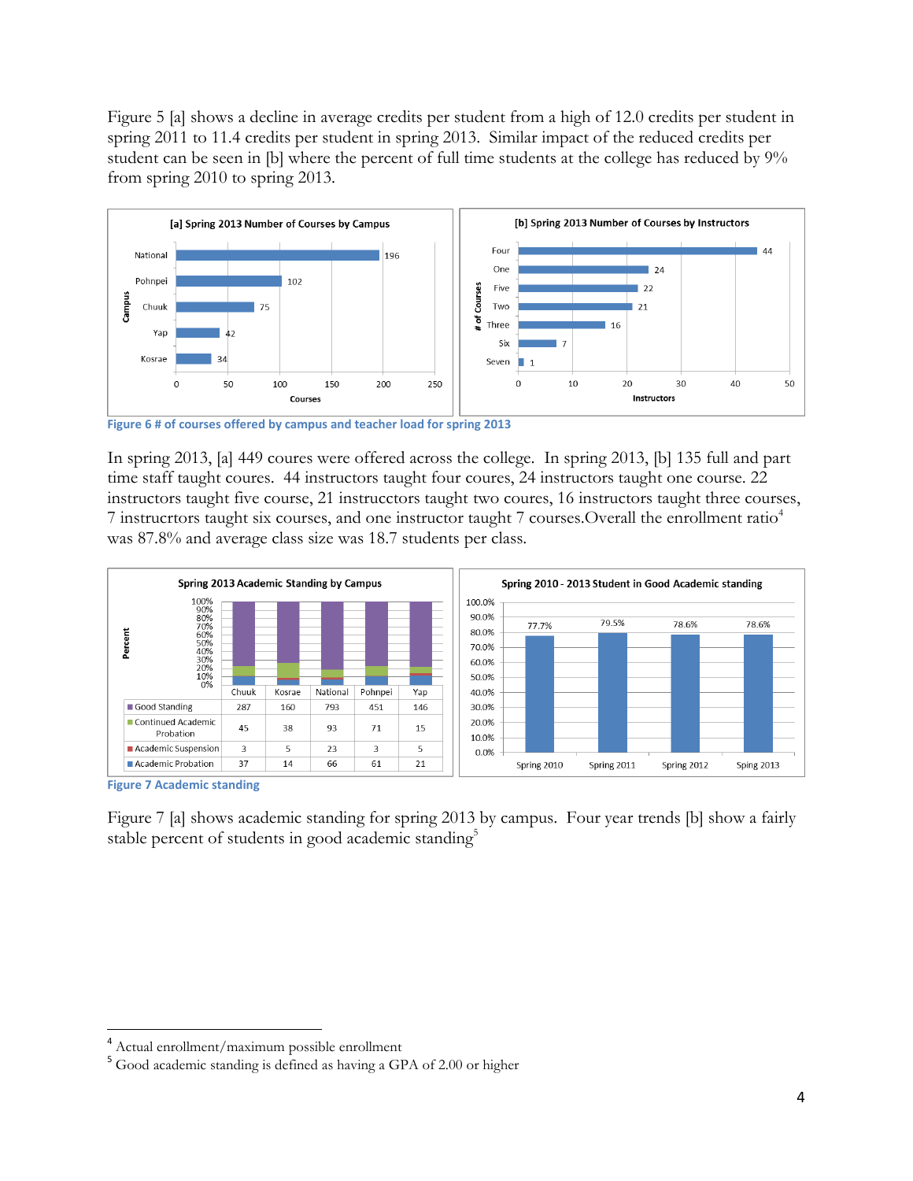Figure 5 [a] shows a decline in average credits per student from a high of 12.0 credits per student in spring 2011 to 11.4 credits per student in spring 2013. Similar impact of the reduced credits per student can be seen in [b] where the percent of full time students at the college has reduced by 9% from spring 2010 to spring 2013.

**[a] Spring 2013 Number of Courses by Campus**

| Campus | Courses |
|---|---|
| National | 196 |
| Pohnpei | 102 |
| Chuuk | 75 |
| Yap | 42 |
| Kosrae | 34 |

**[b] Spring 2013 Number of Courses by Instructors**

| # of Courses | Instructors |
|---|---|
| Four | 44 |
| One | 24 |
| Five | 22 |
| Two | 21 |
| Three | 16 |
| Six | 7 |
| Seven | 1 |

Figure 6 # of courses offered by campus and teacher load for spring 2013

In spring 2013, [a] 449 coures were offered across the college. In spring 2013, [b] 135 full and part time staff taught coures. 44 instructors taught four coures, 24 instructors taught one course. 22 instructors taught five course, 21 instrucctors taught two coures, 16 instructors taught three courses, 7 instrucrtors taught six courses, and one instructor taught 7 courses.Overall the enrollment ratio[4] was 87.8% and average class size was 18.7 students per class.

**Spring 2013 Academic Standing by Campus**

| | Chuuk | Kosrae | National | Pohnpei | Yap |
|---|---|---|---|---|---|
| Good Standing | 287 | 160 | 793 | 451 | 146 |
| Continued Academic Probation | 45 | 38 | 93 | 71 | 15 |
| Academic Suspension | 3 | 5 | 23 | 3 | 5 |
| Academic Probation | 37 | 14 | 66 | 61 | 21 |

**Spring 2010 - 2013 Student in Good Academic standing**

| Spring 2010 | Spring 2011 | Spring 2012 | Sping 2013 |
|---|---|---|---|
| 77.7% | 79.5% | 78.6% | 78.6% |

Figure 7 Academic standing

Figure 7 [a] shows academic standing for spring 2013 by campus. Four year trends [b] show a fairly stable percent of students in good academic standing[5]

[4] Actual enrollment/maximum possible enrollment

[5] Good academic standing is defined as having a GPA of 2.00 or higher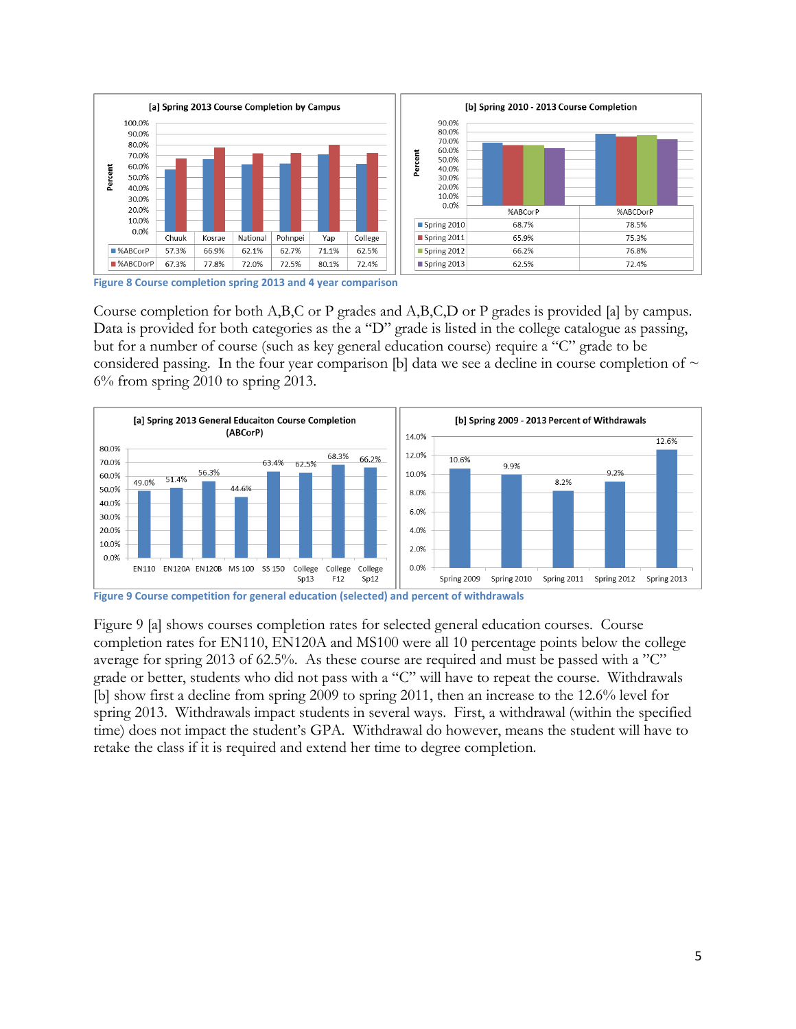**[a] Spring 2013 Course Completion by Campus**

| | Chuuk | Kosrae | National | Pohnpei | Yap | College |
|---|---|---|---|---|---|---|
| %ABCorP | 57.3% | 66.9% | 62.1% | 62.7% | 71.1% | 62.5% |
| %ABCDorP | 67.3% | 77.8% | 72.0% | 72.5% | 80.1% | 72.4% |

**[b] Spring 2010 - 2013 Course Completion**

| | %ABCorP | %ABCDorP |
|---|---|---|
| Spring 2010 | 68.7% | 78.5% |
| Spring 2011 | 65.9% | 75.3% |
| Spring 2012 | 66.2% | 76.8% |
| Spring 2013 | 62.5% | 72.4% |

Figure 8 Course completion spring 2013 and 4 year comparison

Course completion for both A,B,C or P grades and A,B,C,D or P grades is provided [a] by campus. Data is provided for both categories as the a "D" grade is listed in the college catalogue as passing, but for a number of course (such as key general education course) require a "C" grade to be considered passing. In the four year comparison [b] data we see a decline in course completion of ~ 6% from spring 2010 to spring 2013.

**[a] Spring 2013 General Educaiton Course Completion (ABCorP)**

| EN110 | EN120A | EN120B | MS 100 | SS 150 | College Sp13 | College F12 | College Sp12 |
|---|---|---|---|---|---|---|---|
| 49.0% | 51.4% | 56.3% | 44.6% | 63.4% | 62.5% | 68.3% | 66.2% |

**[b] Spring 2009 - 2013 Percent of Withdrawals**

| Spring 2009 | Spring 2010 | Spring 2011 | Spring 2012 | Spring 2013 |
|---|---|---|---|---|
| 10.6% | 9.9% | 8.2% | 9.2% | 12.6% |

Figure 9 Course competition for general education (selected) and percent of withdrawals

Figure 9 [a] shows courses completion rates for selected general education courses. Course completion rates for EN110, EN120A and MS100 were all 10 percentage points below the college average for spring 2013 of 62.5%. As these course are required and must be passed with a "C" grade or better, students who did not pass with a "C" will have to repeat the course. Withdrawals [b] show first a decline from spring 2009 to spring 2011, then an increase to the 12.6% level for spring 2013. Withdrawals impact students in several ways. First, a withdrawal (within the specified time) does not impact the student's GPA. Withdrawal do however, means the student will have to retake the class if it is required and extend her time to degree completion.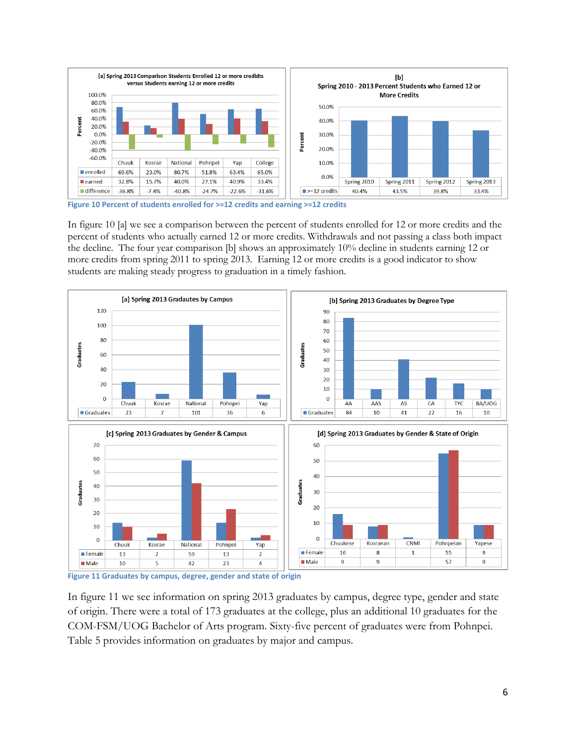**[a] Spring 2013 Comparison Students Enrolled 12 or more credidts versus Students earning 12 or more credits**

| | Chuuk | Kosrae | National | Pohnpei | Yap | College |
|---|---|---|---|---|---|---|
| enrolled | 69.6% | 23.0% | 80.7% | 51.8% | 63.4% | 65.0% |
| earned | 32.8% | 15.7% | 40.0% | 27.1% | 40.9% | 33.4% |
| difference | -36.8% | -7.4% | -40.8% | -24.7% | -22.6% | -31.6% |

**[b] Spring 2010 - 2013 Percent Students who Earned 12 or More Credits**

| | Spring 2010 | Spring 2011 | Spring 2012 | Spring 2013 |
|---|---|---|---|---|
| >=12 credits | 40.4% | 43.5% | 39.8% | 33.4% |

Figure 10 Percent of students enrolled for >=12 credits and earning >=12 credits

In figure 10 [a] we see a comparison between the percent of students enrolled for 12 or more credits and the percent of students who actually earned 12 or more credits. Withdrawals and not passing a class both impact the decline. The four year comparison [b] shows an approximately 10% decline in students earning 12 or more credits from spring 2011 to spring 2013. Earning 12 or more credits is a good indicator to show students are making steady progress to graduation in a timely fashion.

**[a] Spring 2013 Gradautes by Campus**

| | Chuuk | Kosrae | National | Pohnpei | Yap |
|---|---|---|---|---|---|
| Graduates | 23 | 7 | 101 | 36 | 6 |

**[b] Spring 2013 Graduates by Degree Type**

| | AA | AAS | AS | CA | TYC | BA/UOG |
|---|---|---|---|---|---|---|
| Graduates | 84 | 10 | 41 | 22 | 16 | 10 |

**[c] Spring 2013 Graduates by Gender & Campus**

| | Chuuk | Kosrae | National | Pohnpei | Yap |
|---|---|---|---|---|---|
| Female | 13 | 2 | 59 | 13 | 2 |
| Male | 10 | 5 | 42 | 23 | 4 |

**[d] Spring 2013 Graduates by Gender & State of Origin**

| | Chuukese | Kosraean | CNMI | Pohnpeian | Yapese |
|---|---|---|---|---|---|
| Female | 16 | 8 | 1 | 55 | 9 |
| Male | 9 | 9 | | 57 | 9 |

Figure 11 Graduates by campus, degree, gender and state of origin

In figure 11 we see information on spring 2013 graduates by campus, degree type, gender and state of origin. There were a total of 173 graduates at the college, plus an additional 10 graduates for the COM-FSM/UOG Bachelor of Arts program. Sixty-five percent of graduates were from Pohnpei. Table 5 provides information on graduates by major and campus.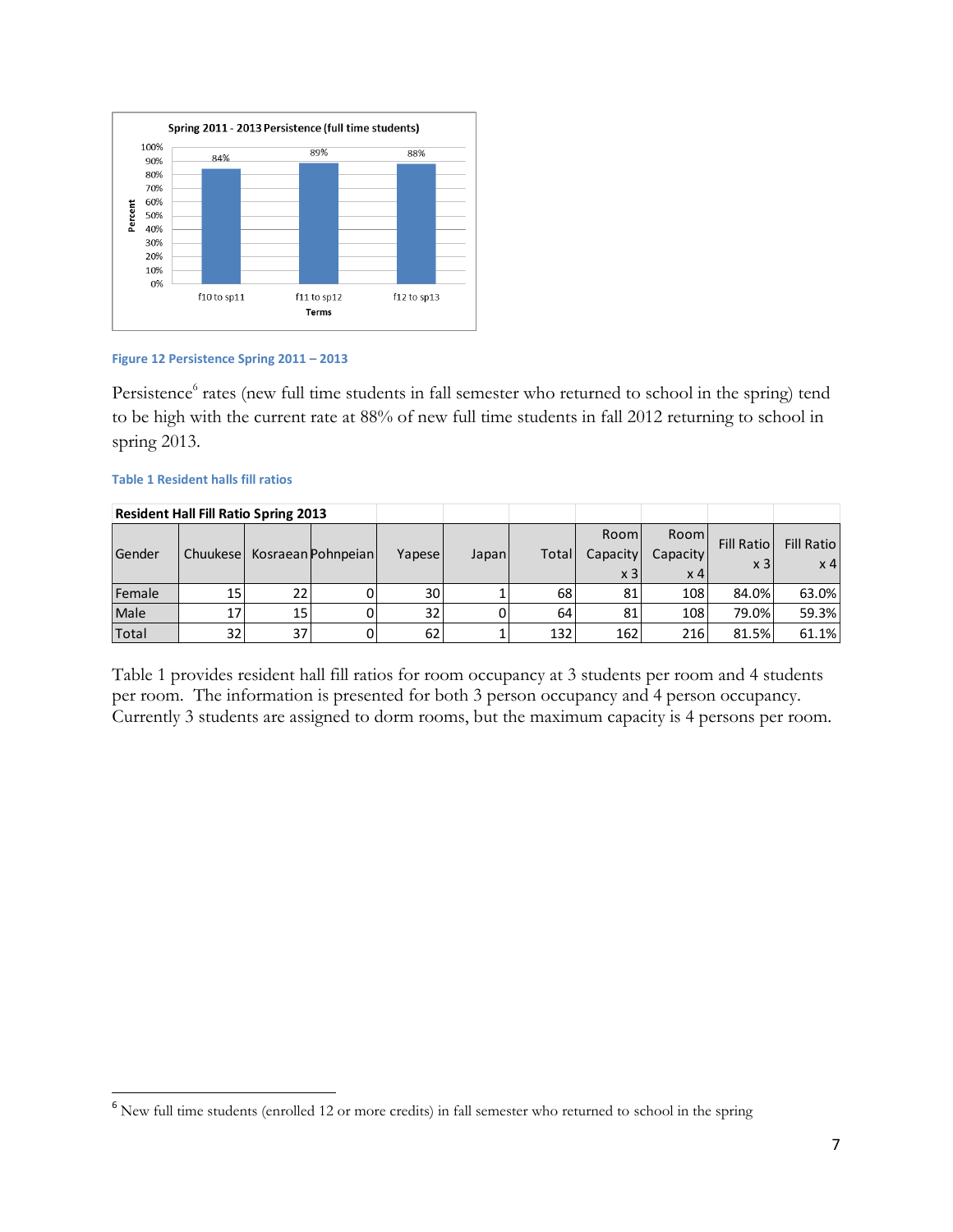Figure 12 Persistence Spring 2011 – 2013

Persistence[6] rates (new full time students in fall semester who returned to school in the spring) tend to be high with the current rate at 88% of new full time students in fall 2012 returning to school in spring 2013.

Table 1 Resident halls fill ratios

| Resident Hall Fill Ratio Spring 2013 | | | | | | | | | | |
|---|---|---|---|---|---|---|---|---|---|---|
| Gender | Chuukese | Kosraean | Pohnpeian | Yapese | Japan | Total | Room Capacity x 3 | Room Capacity x 4 | Fill Ratio x 3 | Fill Ratio x 4 |
| Female | 15 | 22 | 0 | 30 | 1 | 68 | 81 | 108 | 84.0% | 63.0% |
| Male | 17 | 15 | 0 | 32 | 0 | 64 | 81 | 108 | 79.0% | 59.3% |
| Total | 32 | 37 | 0 | 62 | 1 | 132 | 162 | 216 | 81.5% | 61.1% |

Table 1 provides resident hall fill ratios for room occupancy at 3 students per room and 4 students per room. The information is presented for both 3 person occupancy and 4 person occupancy. Currently 3 students are assigned to dorm rooms, but the maximum capacity is 4 persons per room.

[6] New full time students (enrolled 12 or more credits) in fall semester who returned to school in the spring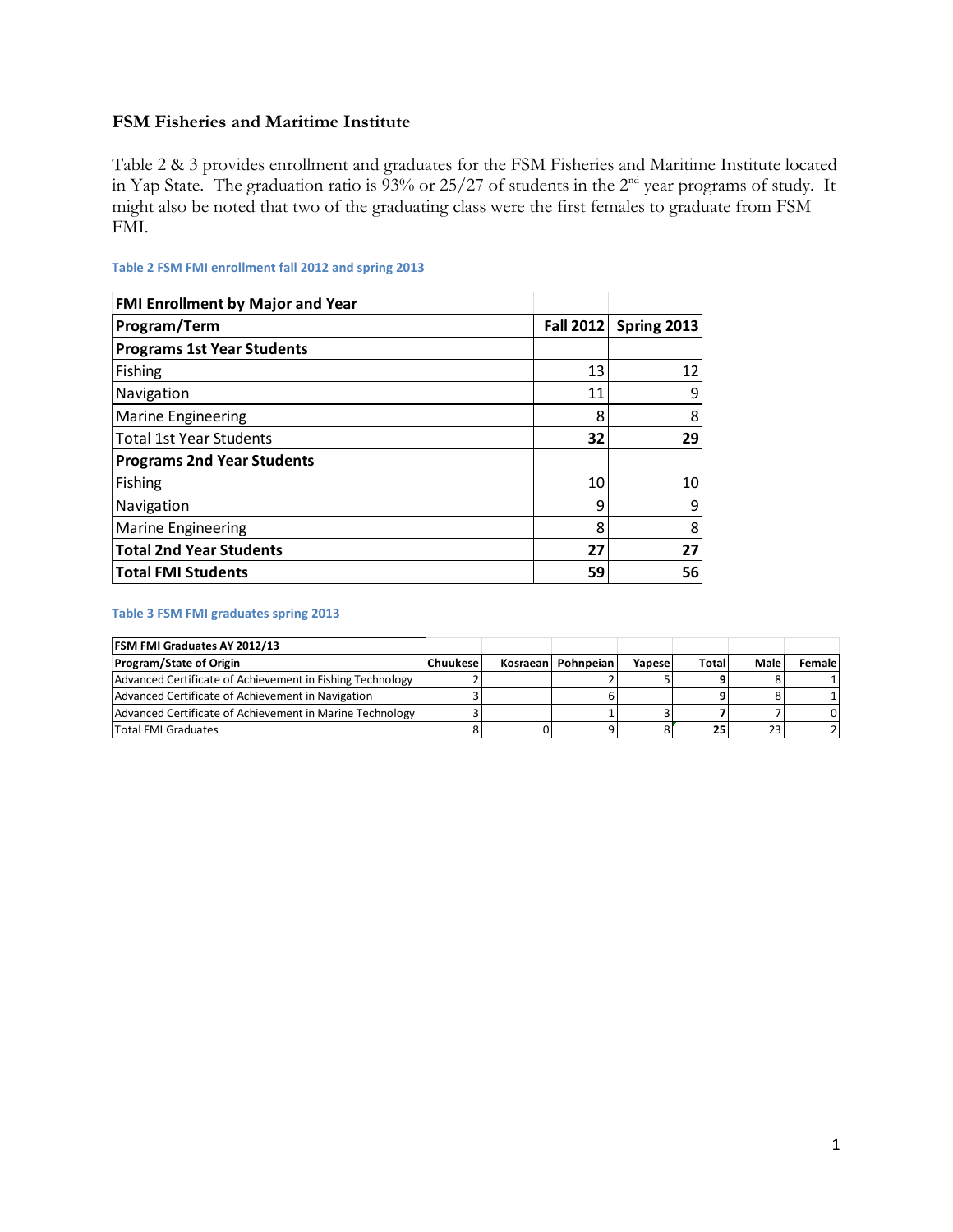## FSM Fisheries and Maritime Institute

Table 2 & 3 provides enrollment and graduates for the FSM Fisheries and Maritime Institute located in Yap State. The graduation ratio is 93% or 25/27 of students in the 2nd year programs of study. It might also be noted that two of the graduating class were the first females to graduate from FSM FMI.

**Table 2 FSM FMI enrollment fall 2012 and spring 2013**

| **FMI Enrollment by Major and Year** | | |
|---|---|---|
| **Program/Term** | **Fall 2012** | **Spring 2013** |
| **Programs 1st Year Students** | | |
| Fishing | 13 | 12 |
| Navigation | 11 | 9 |
| Marine Engineering | 8 | 8 |
| Total 1st Year Students | **32** | **29** |
| **Programs 2nd Year Students** | | |
| Fishing | 10 | 10 |
| Navigation | 9 | 9 |
| Marine Engineering | 8 | 8 |
| **Total 2nd Year Students** | **27** | **27** |
| **Total FMI Students** | **59** | **56** |

**Table 3 FSM FMI graduates spring 2013**

| **FSM FMI Graduates AY 2012/13** | | | | | | | |
|---|---|---|---|---|---|---|---|
| **Program/State of Origin** | **Chuukese** | **Kosraean** | **Pohnpeian** | **Yapese** | **Total** | **Male** | **Female** |
| Advanced Certificate of Achievement in Fishing Technology | 2 | | 2 | 5 | **9** | 8 | 1 |
| Advanced Certificate of Achievement in Navigation | 3 | | 6 | | **9** | 8 | 1 |
| Advanced Certificate of Achievement in Marine Technology | 3 | | 1 | 3 | **7** | 7 | 0 |
| Total FMI Graduates | 8 | 0 | 9 | 8 | **25** | 23 | 2 |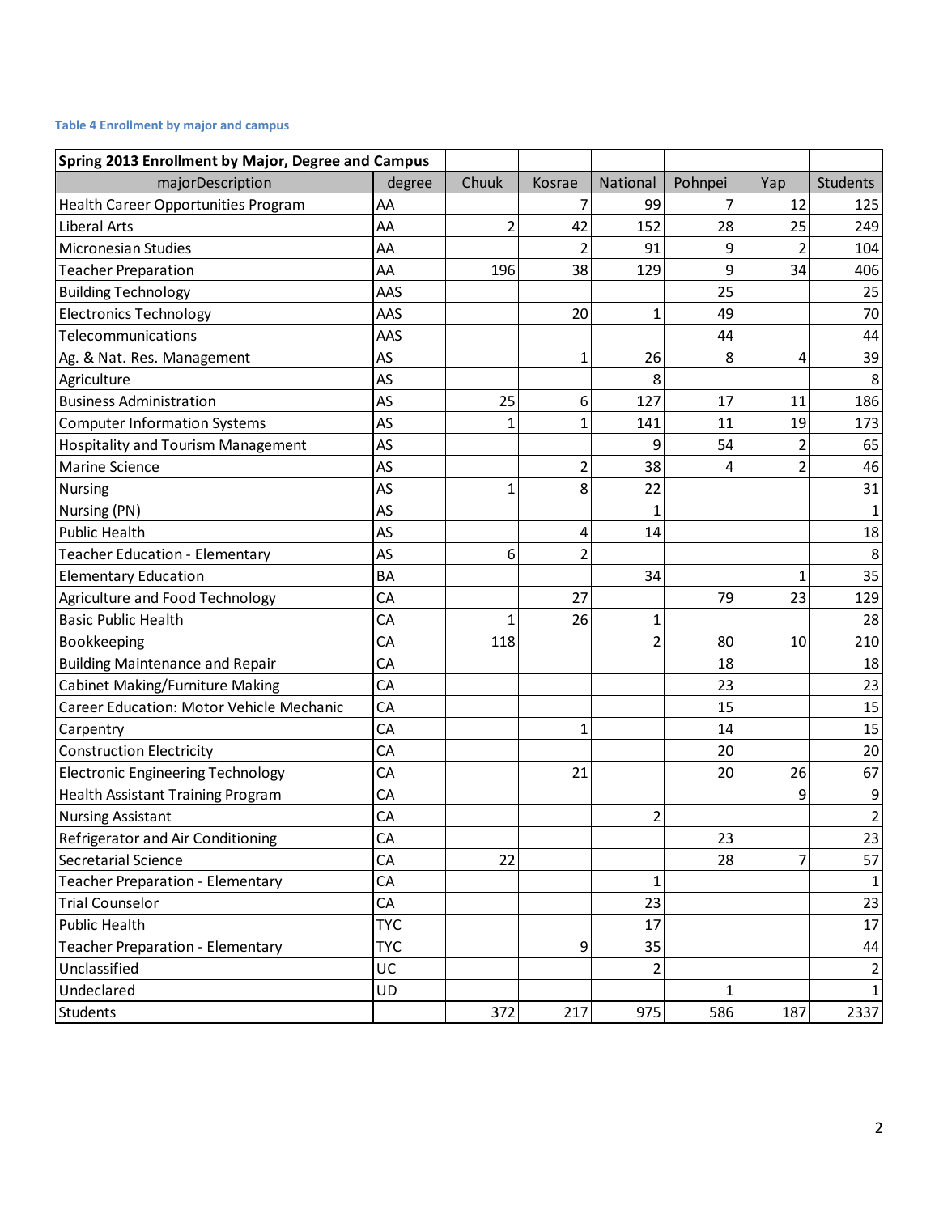**Table 4 Enrollment by major and campus**

| Spring 2013 Enrollment by Major, Degree and Campus | | | | | | | |
|---|---|---|---|---|---|---|---|
| majorDescription | degree | Chuuk | Kosrae | National | Pohnpei | Yap | Students |
| Health Career Opportunities Program | AA | | 7 | 99 | 7 | 12 | 125 |
| Liberal Arts | AA | 2 | 42 | 152 | 28 | 25 | 249 |
| Micronesian Studies | AA | | 2 | 91 | 9 | 2 | 104 |
| Teacher Preparation | AA | 196 | 38 | 129 | 9 | 34 | 406 |
| Building Technology | AAS | | | | 25 | | 25 |
| Electronics Technology | AAS | | 20 | 1 | 49 | | 70 |
| Telecommunications | AAS | | | | 44 | | 44 |
| Ag. & Nat. Res. Management | AS | | 1 | 26 | 8 | 4 | 39 |
| Agriculture | AS | | | 8 | | | 8 |
| Business Administration | AS | 25 | 6 | 127 | 17 | 11 | 186 |
| Computer Information Systems | AS | 1 | 1 | 141 | 11 | 19 | 173 |
| Hospitality and Tourism Management | AS | | | 9 | 54 | 2 | 65 |
| Marine Science | AS | | 2 | 38 | 4 | 2 | 46 |
| Nursing | AS | 1 | 8 | 22 | | | 31 |
| Nursing (PN) | AS | | | 1 | | | 1 |
| Public Health | AS | | 4 | 14 | | | 18 |
| Teacher Education - Elementary | AS | 6 | 2 | | | | 8 |
| Elementary Education | BA | | | 34 | | 1 | 35 |
| Agriculture and Food Technology | CA | | 27 | | 79 | 23 | 129 |
| Basic Public Health | CA | 1 | 26 | 1 | | | 28 |
| Bookkeeping | CA | 118 | | 2 | 80 | 10 | 210 |
| Building Maintenance and Repair | CA | | | | 18 | | 18 |
| Cabinet Making/Furniture Making | CA | | | | 23 | | 23 |
| Career Education: Motor Vehicle Mechanic | CA | | | | 15 | | 15 |
| Carpentry | CA | | 1 | | 14 | | 15 |
| Construction Electricity | CA | | | | 20 | | 20 |
| Electronic Engineering Technology | CA | | 21 | | 20 | 26 | 67 |
| Health Assistant Training Program | CA | | | | | 9 | 9 |
| Nursing Assistant | CA | | | 2 | | | 2 |
| Refrigerator and Air Conditioning | CA | | | | 23 | | 23 |
| Secretarial Science | CA | 22 | | | 28 | 7 | 57 |
| Teacher Preparation - Elementary | CA | | | 1 | | | 1 |
| Trial Counselor | CA | | | 23 | | | 23 |
| Public Health | TYC | | | 17 | | | 17 |
| Teacher Preparation - Elementary | TYC | | 9 | 35 | | | 44 |
| Unclassified | UC | | | 2 | | | 2 |
| Undeclared | UD | | | | 1 | | 1 |
| Students | | 372 | 217 | 975 | 586 | 187 | 2337 |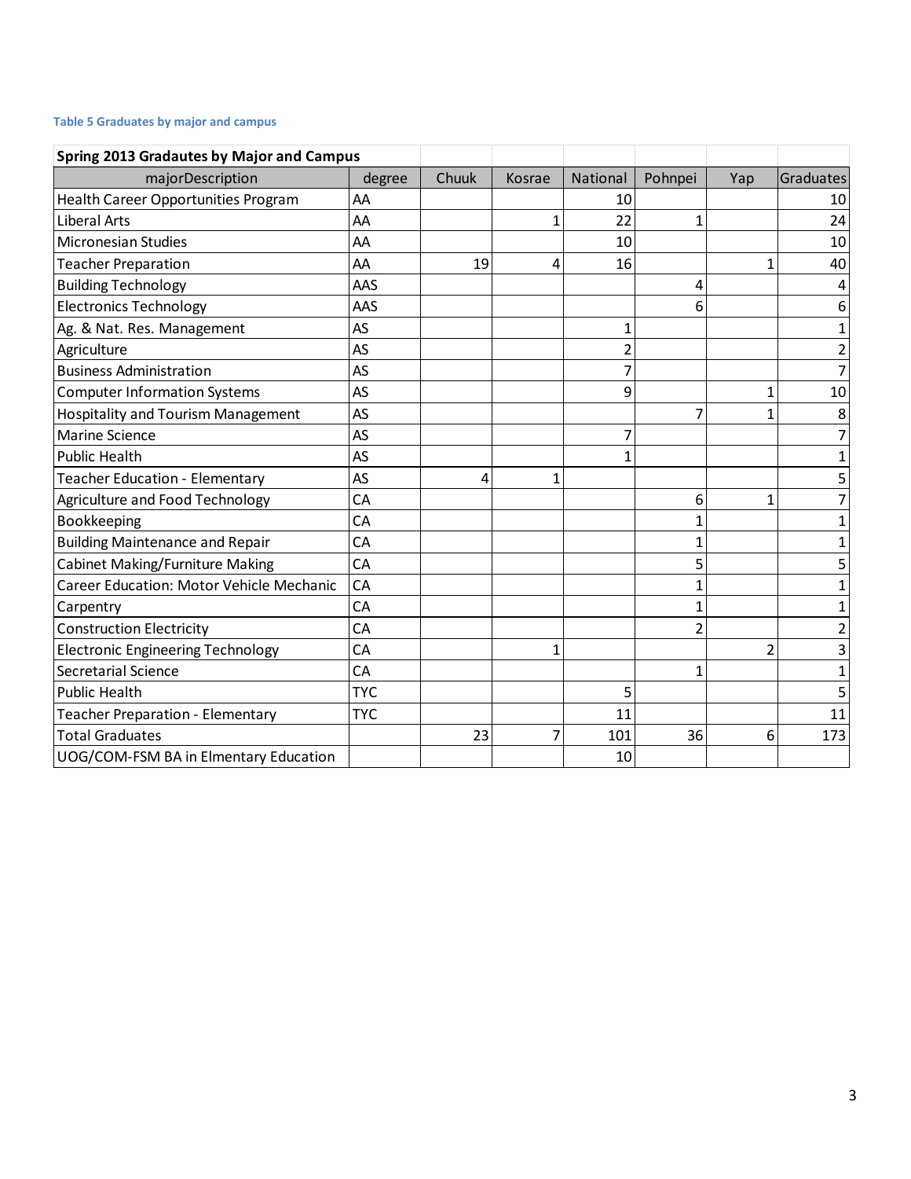**Table 5 Graduates by major and campus**

| Spring 2013 Gradautes by Major and Campus | | | | | | | |
|---|---|---|---|---|---|---|---|
| majorDescription | degree | Chuuk | Kosrae | National | Pohnpei | Yap | Graduates |
| Health Career Opportunities Program | AA | | | 10 | | | 10 |
| Liberal Arts | AA | | 1 | 22 | 1 | | 24 |
| Micronesian Studies | AA | | | 10 | | | 10 |
| Teacher Preparation | AA | 19 | 4 | 16 | | 1 | 40 |
| Building Technology | AAS | | | | 4 | | 4 |
| Electronics Technology | AAS | | | | 6 | | 6 |
| Ag. & Nat. Res. Management | AS | | | 1 | | | 1 |
| Agriculture | AS | | | 2 | | | 2 |
| Business Administration | AS | | | 7 | | | 7 |
| Computer Information Systems | AS | | | 9 | | 1 | 10 |
| Hospitality and Tourism Management | AS | | | | 7 | 1 | 8 |
| Marine Science | AS | | | 7 | | | 7 |
| Public Health | AS | | | 1 | | | 1 |
| Teacher Education - Elementary | AS | 4 | 1 | | | | 5 |
| Agriculture and Food Technology | CA | | | | 6 | 1 | 7 |
| Bookkeeping | CA | | | | 1 | | 1 |
| Building Maintenance and Repair | CA | | | | 1 | | 1 |
| Cabinet Making/Furniture Making | CA | | | | 5 | | 5 |
| Career Education: Motor Vehicle Mechanic | CA | | | | 1 | | 1 |
| Carpentry | CA | | | | 1 | | 1 |
| Construction Electricity | CA | | | | 2 | | 2 |
| Electronic Engineering Technology | CA | | 1 | | | 2 | 3 |
| Secretarial Science | CA | | | | 1 | | 1 |
| Public Health | TYC | | | 5 | | | 5 |
| Teacher Preparation - Elementary | TYC | | | 11 | | | 11 |
| Total Graduates | | 23 | 7 | 101 | 36 | 6 | 173 |
| UOG/COM-FSM BA in Elmentary Education | | | | 10 | | | |